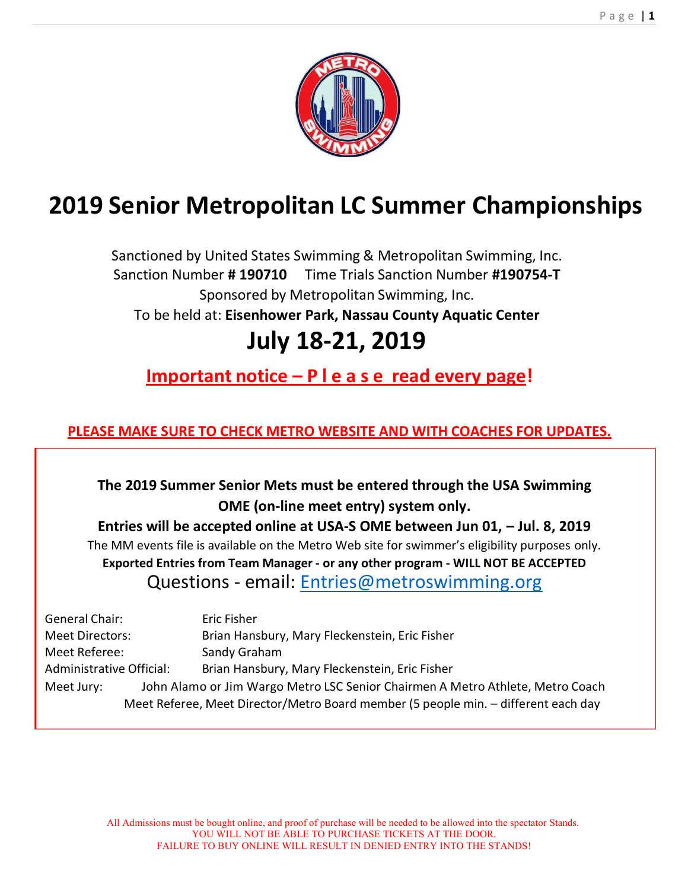# 2019 Senior Metropolitan LC Summer Championships

Sanctioned by United States Swimming & Metropolitan Swimming, Inc.
Sanction Number **# 190710** Time Trials Sanction Number **#190754-T**
Sponsored by Metropolitan Swimming, Inc.
To be held at: **Eisenhower Park, Nassau County Aquatic Center**

## July 18-21, 2019

**Important notice – P l e a s e read every page!**

**PLEASE MAKE SURE TO CHECK METRO WEBSITE AND WITH COACHES FOR UPDATES.**

**The 2019 Summer Senior Mets must be entered through the USA Swimming OME (on-line meet entry) system only.**

**Entries will be accepted online at USA-S OME between Jun 01, – Jul. 8, 2019**

The MM events file is available on the Metro Web site for swimmer's eligibility purposes only.

**Exported Entries from Team Manager - or any other program - WILL NOT BE ACCEPTED**

Questions - email: Entries@metroswimming.org

General Chair: Eric Fisher
Meet Directors: Brian Hansbury, Mary Fleckenstein, Eric Fisher
Meet Referee: Sandy Graham
Administrative Official: Brian Hansbury, Mary Fleckenstein, Eric Fisher
Meet Jury: John Alamo or Jim Wargo Metro LSC Senior Chairmen A Metro Athlete, Metro Coach Meet Referee, Meet Director/Metro Board member (5 people min. – different each day

All Admissions must be bought online, and proof of purchase will be needed to be allowed into the spectator Stands.
YOU WILL NOT BE ABLE TO PURCHASE TICKETS AT THE DOOR.
FAILURE TO BUY ONLINE WILL RESULT IN DENIED ENTRY INTO THE STANDS!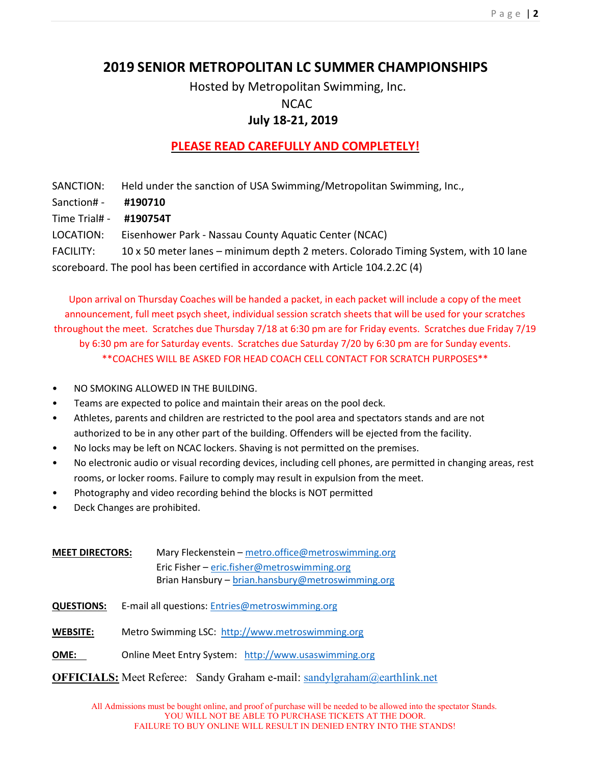# 2019 SENIOR METROPOLITAN LC SUMMER CHAMPIONSHIPS

Hosted by Metropolitan Swimming, Inc.

NCAC

**July 18-21, 2019**

**PLEASE READ CAREFULLY AND COMPLETELY!**

SANCTION: Held under the sanction of USA Swimming/Metropolitan Swimming, Inc.,

Sanction# - **#190710**

Time Trial# - **#190754T**

LOCATION: Eisenhower Park - Nassau County Aquatic Center (NCAC)

FACILITY: 10 x 50 meter lanes – minimum depth 2 meters. Colorado Timing System, with 10 lane scoreboard. The pool has been certified in accordance with Article 104.2.2C (4)

Upon arrival on Thursday Coaches will be handed a packet, in each packet will include a copy of the meet announcement, full meet psych sheet, individual session scratch sheets that will be used for your scratches throughout the meet. Scratches due Thursday 7/18 at 6:30 pm are for Friday events. Scratches due Friday 7/19 by 6:30 pm are for Saturday events. Scratches due Saturday 7/20 by 6:30 pm are for Sunday events. **COACHES WILL BE ASKED FOR HEAD COACH CELL CONTACT FOR SCRATCH PURPOSES**

- NO SMOKING ALLOWED IN THE BUILDING.
- Teams are expected to police and maintain their areas on the pool deck.
- Athletes, parents and children are restricted to the pool area and spectators stands and are not authorized to be in any other part of the building. Offenders will be ejected from the facility.
- No locks may be left on NCAC lockers. Shaving is not permitted on the premises.
- No electronic audio or visual recording devices, including cell phones, are permitted in changing areas, rest rooms, or locker rooms. Failure to comply may result in expulsion from the meet.
- Photography and video recording behind the blocks is NOT permitted
- Deck Changes are prohibited.

**MEET DIRECTORS:** Mary Fleckenstein – metro.office@metroswimming.org
Eric Fisher – eric.fisher@metroswimming.org
Brian Hansbury – brian.hansbury@metroswimming.org

**QUESTIONS:** E-mail all questions: Entries@metroswimming.org

**WEBSITE:** Metro Swimming LSC: http://www.metroswimming.org

**OME:** Online Meet Entry System: http://www.usaswimming.org

**OFFICIALS:** Meet Referee: Sandy Graham e-mail: sandylgraham@earthlink.net

All Admissions must be bought online, and proof of purchase will be needed to be allowed into the spectator Stands.
YOU WILL NOT BE ABLE TO PURCHASE TICKETS AT THE DOOR.
FAILURE TO BUY ONLINE WILL RESULT IN DENIED ENTRY INTO THE STANDS!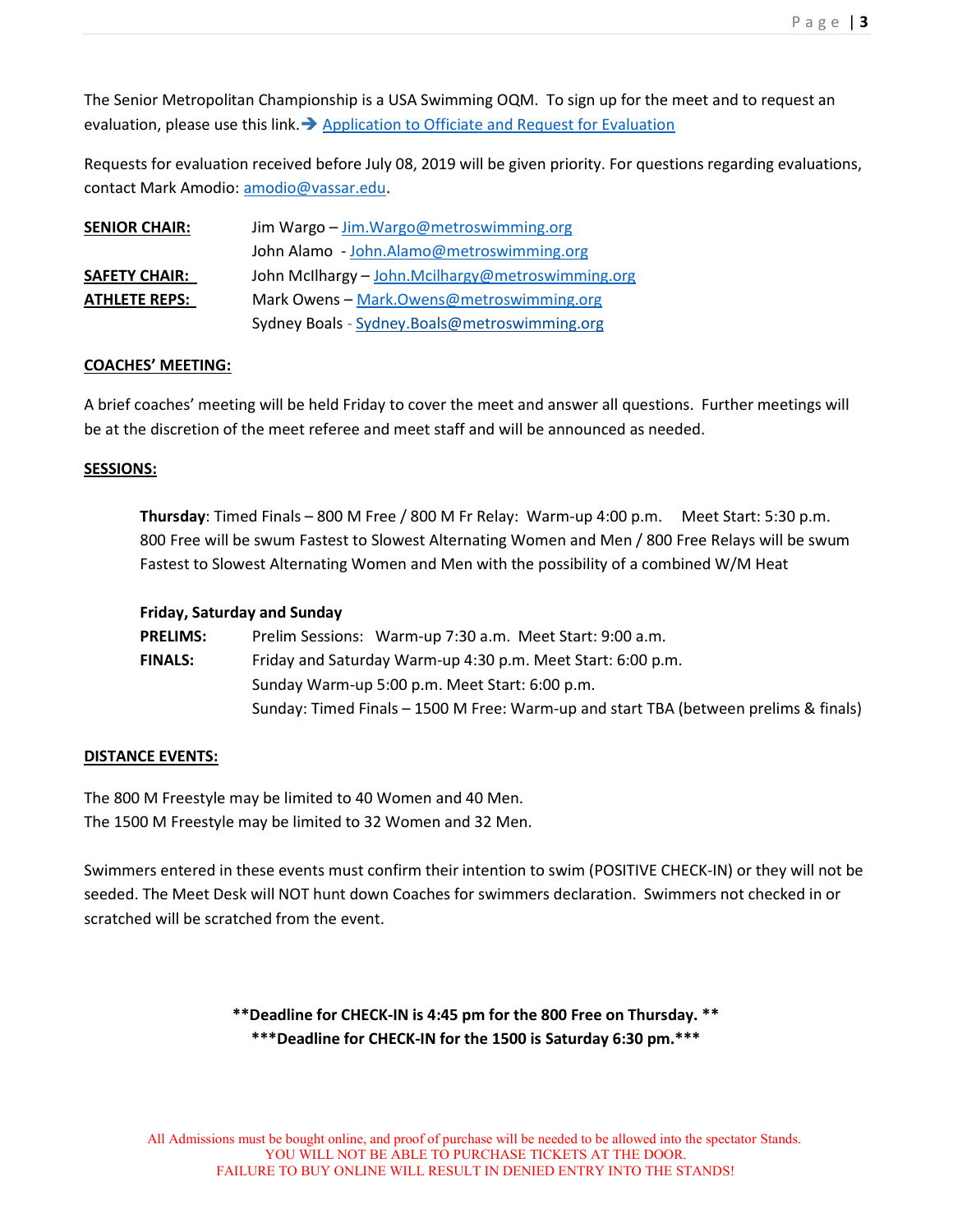The Senior Metropolitan Championship is a USA Swimming OQM. To sign up for the meet and to request an evaluation, please use this link.➔ [Application to Officiate and Request for Evaluation]()

Requests for evaluation received before July 08, 2019 will be given priority. For questions regarding evaluations, contact Mark Amodio: amodio@vassar.edu.

| | |
|---|---|
| **SENIOR CHAIR:** | Jim Wargo – Jim.Wargo@metroswimming.org |
| | John Alamo - John.Alamo@metroswimming.org |
| **SAFETY CHAIR:** | John McIlhargy – John.Mcilhargy@metroswimming.org |
| **ATHLETE REPS:** | Mark Owens – Mark.Owens@metroswimming.org |
| | Sydney Boals - Sydney.Boals@metroswimming.org |

**COACHES' MEETING:**

A brief coaches' meeting will be held Friday to cover the meet and answer all questions. Further meetings will be at the discretion of the meet referee and meet staff and will be announced as needed.

**SESSIONS:**

**Thursday**: Timed Finals – 800 M Free / 800 M Fr Relay: Warm-up 4:00 p.m. Meet Start: 5:30 p.m. 800 Free will be swum Fastest to Slowest Alternating Women and Men / 800 Free Relays will be swum Fastest to Slowest Alternating Women and Men with the possibility of a combined W/M Heat

**Friday, Saturday and Sunday**

| | |
|---|---|
| **PRELIMS:** | Prelim Sessions: Warm-up 7:30 a.m. Meet Start: 9:00 a.m. |
| **FINALS:** | Friday and Saturday Warm-up 4:30 p.m. Meet Start: 6:00 p.m. |
| | Sunday Warm-up 5:00 p.m. Meet Start: 6:00 p.m. |
| | Sunday: Timed Finals – 1500 M Free: Warm-up and start TBA (between prelims & finals) |

**DISTANCE EVENTS:**

The 800 M Freestyle may be limited to 40 Women and 40 Men.
The 1500 M Freestyle may be limited to 32 Women and 32 Men.

Swimmers entered in these events must confirm their intention to swim (POSITIVE CHECK-IN) or they will not be seeded. The Meet Desk will NOT hunt down Coaches for swimmers declaration. Swimmers not checked in or scratched will be scratched from the event.

**\*\*Deadline for CHECK-IN is 4:45 pm for the 800 Free on Thursday. \*\***
**\*\*\*Deadline for CHECK-IN for the 1500 is Saturday 6:30 pm.\*\*\***

All Admissions must be bought online, and proof of purchase will be needed to be allowed into the spectator Stands.
YOU WILL NOT BE ABLE TO PURCHASE TICKETS AT THE DOOR.
FAILURE TO BUY ONLINE WILL RESULT IN DENIED ENTRY INTO THE STANDS!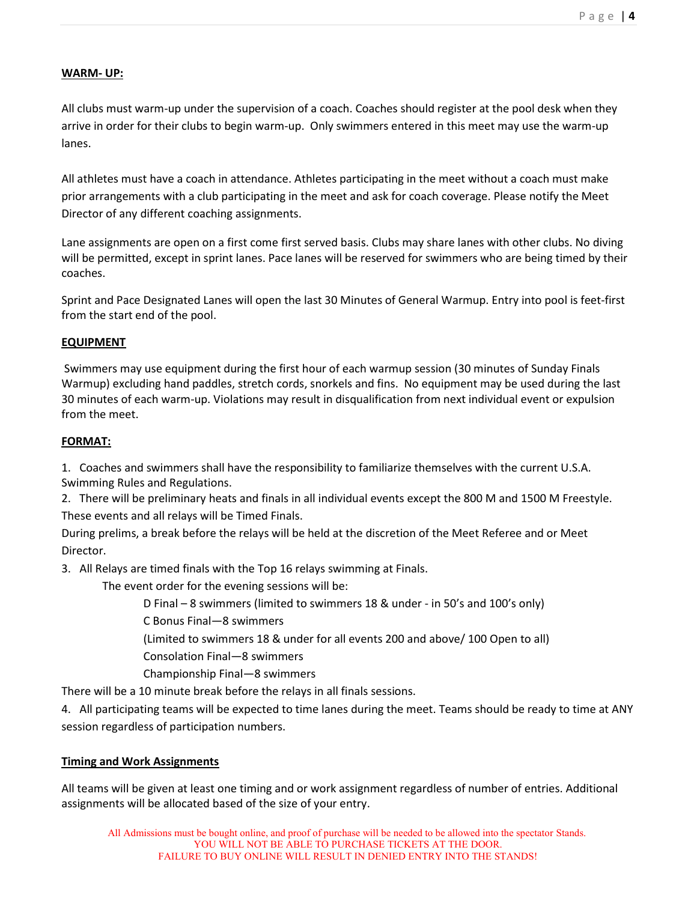## WARM- UP:

All clubs must warm-up under the supervision of a coach. Coaches should register at the pool desk when they arrive in order for their clubs to begin warm-up. Only swimmers entered in this meet may use the warm-up lanes.

All athletes must have a coach in attendance. Athletes participating in the meet without a coach must make prior arrangements with a club participating in the meet and ask for coach coverage. Please notify the Meet Director of any different coaching assignments.

Lane assignments are open on a first come first served basis. Clubs may share lanes with other clubs. No diving will be permitted, except in sprint lanes. Pace lanes will be reserved for swimmers who are being timed by their coaches.

Sprint and Pace Designated Lanes will open the last 30 Minutes of General Warmup. Entry into pool is feet-first from the start end of the pool.

## EQUIPMENT

Swimmers may use equipment during the first hour of each warmup session (30 minutes of Sunday Finals Warmup) excluding hand paddles, stretch cords, snorkels and fins. No equipment may be used during the last 30 minutes of each warm-up. Violations may result in disqualification from next individual event or expulsion from the meet.

## FORMAT:

1. Coaches and swimmers shall have the responsibility to familiarize themselves with the current U.S.A. Swimming Rules and Regulations.
2. There will be preliminary heats and finals in all individual events except the 800 M and 1500 M Freestyle. These events and all relays will be Timed Finals.

During prelims, a break before the relays will be held at the discretion of the Meet Referee and or Meet Director.

3. All Relays are timed finals with the Top 16 relays swimming at Finals.

   The event order for the evening sessions will be:

   D Final – 8 swimmers (limited to swimmers 18 & under - in 50's and 100's only)
   C Bonus Final—8 swimmers
   (Limited to swimmers 18 & under for all events 200 and above/ 100 Open to all)
   Consolation Final—8 swimmers
   Championship Final—8 swimmers

There will be a 10 minute break before the relays in all finals sessions.

4. All participating teams will be expected to time lanes during the meet. Teams should be ready to time at ANY session regardless of participation numbers.

## Timing and Work Assignments

All teams will be given at least one timing and or work assignment regardless of number of entries. Additional assignments will be allocated based on the size of your entry.

All Admissions must be bought online, and proof of purchase will be needed to be allowed into the spectator Stands.
YOU WILL NOT BE ABLE TO PURCHASE TICKETS AT THE DOOR.
FAILURE TO BUY ONLINE WILL RESULT IN DENIED ENTRY INTO THE STANDS!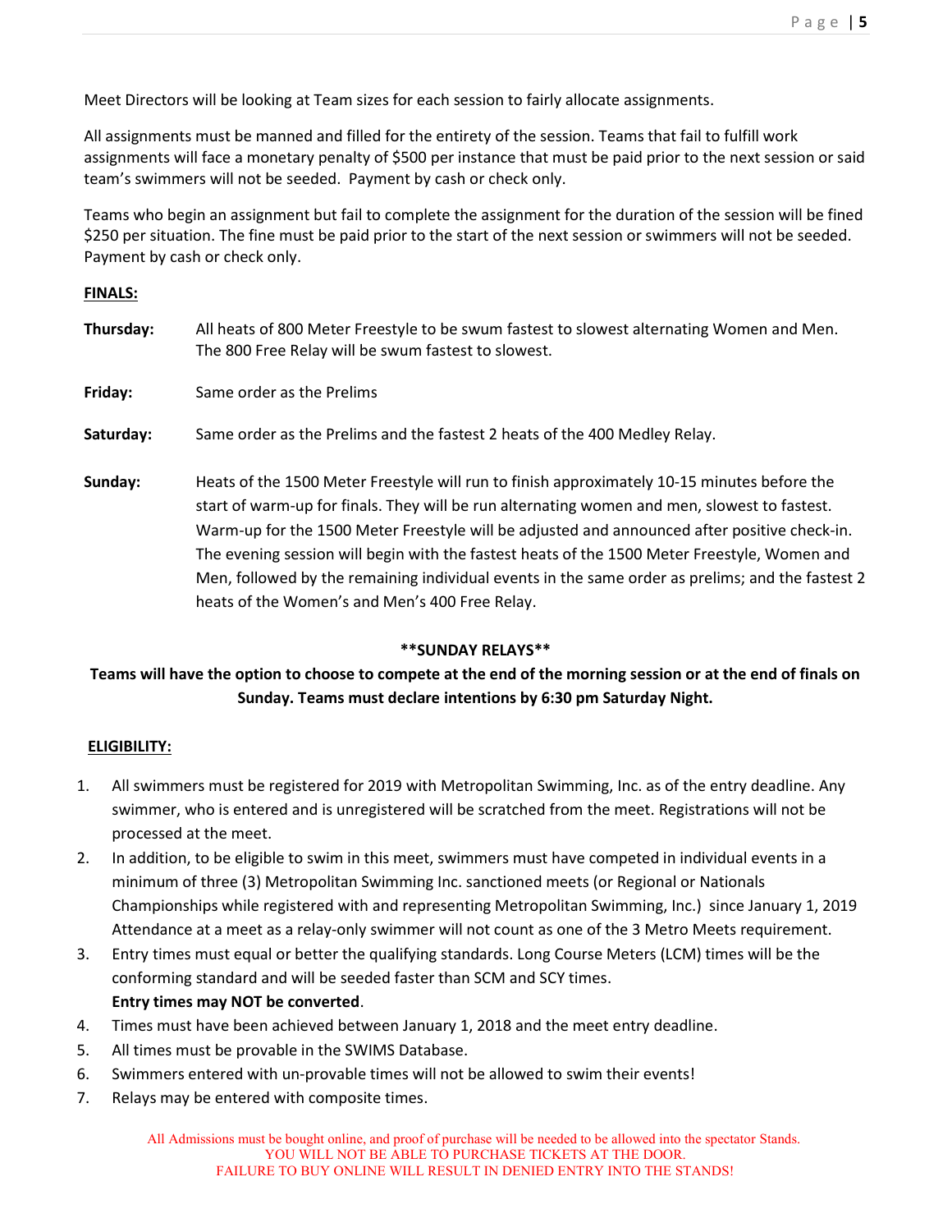Meet Directors will be looking at Team sizes for each session to fairly allocate assignments.

All assignments must be manned and filled for the entirety of the session. Teams that fail to fulfill work assignments will face a monetary penalty of $500 per instance that must be paid prior to the next session or said team's swimmers will not be seeded. Payment by cash or check only.

Teams who begin an assignment but fail to complete the assignment for the duration of the session will be fined $250 per situation. The fine must be paid prior to the start of the next session or swimmers will not be seeded. Payment by cash or check only.

**FINALS:**

**Thursday:** All heats of 800 Meter Freestyle to be swum fastest to slowest alternating Women and Men. The 800 Free Relay will be swum fastest to slowest.

**Friday:** Same order as the Prelims

**Saturday:** Same order as the Prelims and the fastest 2 heats of the 400 Medley Relay.

**Sunday:** Heats of the 1500 Meter Freestyle will run to finish approximately 10-15 minutes before the start of warm-up for finals. They will be run alternating women and men, slowest to fastest. Warm-up for the 1500 Meter Freestyle will be adjusted and announced after positive check-in. The evening session will begin with the fastest heats of the 1500 Meter Freestyle, Women and Men, followed by the remaining individual events in the same order as prelims; and the fastest 2 heats of the Women's and Men's 400 Free Relay.

**\*\*SUNDAY RELAYS\*\***

**Teams will have the option to choose to compete at the end of the morning session or at the end of finals on Sunday. Teams must declare intentions by 6:30 pm Saturday Night.**

**ELIGIBILITY:**

1. All swimmers must be registered for 2019 with Metropolitan Swimming, Inc. as of the entry deadline. Any swimmer, who is entered and is unregistered will be scratched from the meet. Registrations will not be processed at the meet.
2. In addition, to be eligible to swim in this meet, swimmers must have competed in individual events in a minimum of three (3) Metropolitan Swimming Inc. sanctioned meets (or Regional or Nationals Championships while registered with and representing Metropolitan Swimming, Inc.) since January 1, 2019 Attendance at a meet as a relay-only swimmer will not count as one of the 3 Metro Meets requirement.
3. Entry times must equal or better the qualifying standards. Long Course Meters (LCM) times will be the conforming standard and will be seeded faster than SCM and SCY times.
   **Entry times may NOT be converted**.
4. Times must have been achieved between January 1, 2018 and the meet entry deadline.
5. All times must be provable in the SWIMS Database.
6. Swimmers entered with un-provable times will not be allowed to swim their events!
7. Relays may be entered with composite times.

All Admissions must be bought online, and proof of purchase will be needed to be allowed into the spectator Stands.
YOU WILL NOT BE ABLE TO PURCHASE TICKETS AT THE DOOR.
FAILURE TO BUY ONLINE WILL RESULT IN DENIED ENTRY INTO THE STANDS!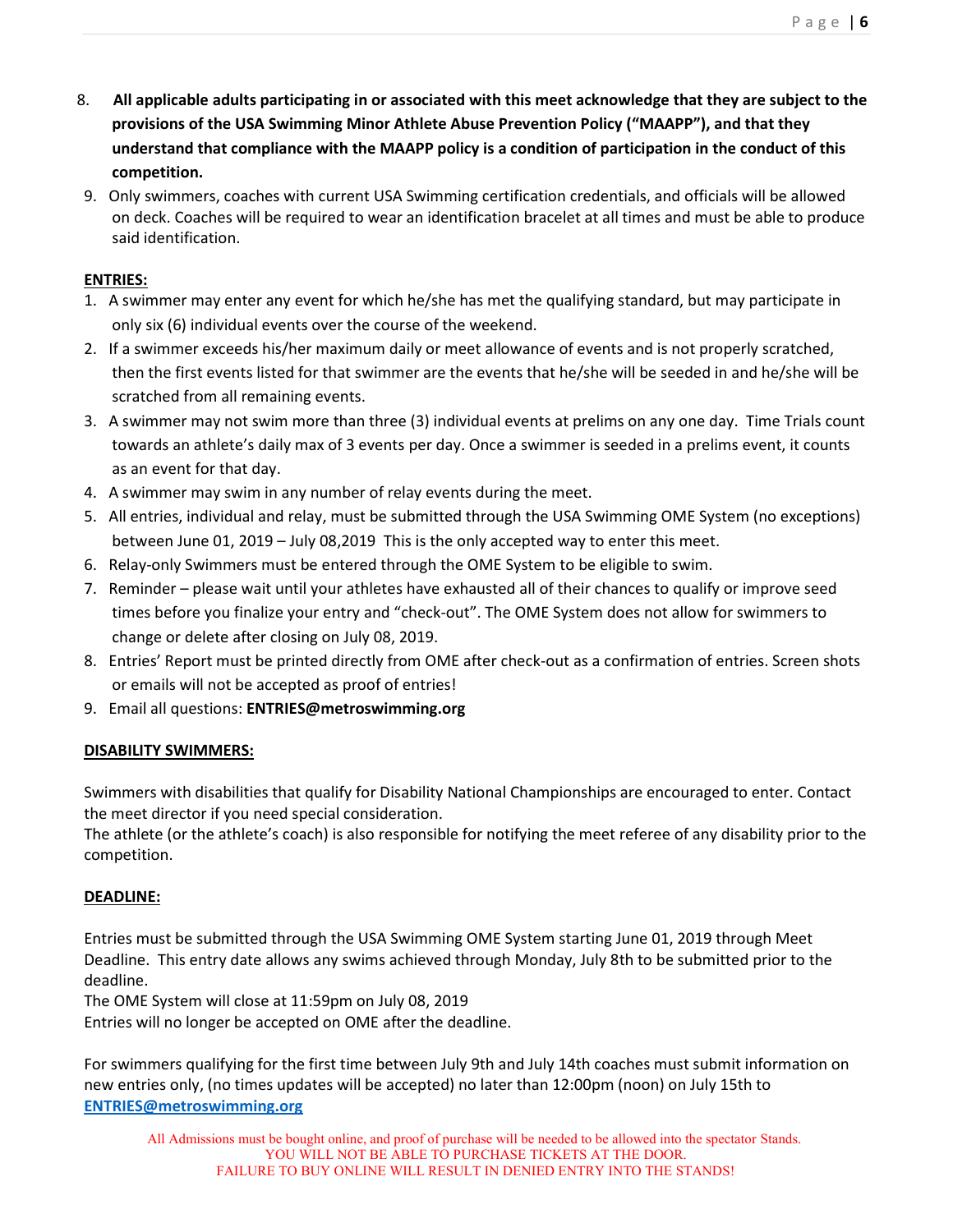8. **All applicable adults participating in or associated with this meet acknowledge that they are subject to the provisions of the USA Swimming Minor Athlete Abuse Prevention Policy ("MAAPP"), and that they understand that compliance with the MAAPP policy is a condition of participation in the conduct of this competition.**
9. Only swimmers, coaches with current USA Swimming certification credentials, and officials will be allowed on deck. Coaches will be required to wear an identification bracelet at all times and must be able to produce said identification.

**ENTRIES:**

1. A swimmer may enter any event for which he/she has met the qualifying standard, but may participate in only six (6) individual events over the course of the weekend.
2. If a swimmer exceeds his/her maximum daily or meet allowance of events and is not properly scratched, then the first events listed for that swimmer are the events that he/she will be seeded in and he/she will be scratched from all remaining events.
3. A swimmer may not swim more than three (3) individual events at prelims on any one day. Time Trials count towards an athlete's daily max of 3 events per day. Once a swimmer is seeded in a prelims event, it counts as an event for that day.
4. A swimmer may swim in any number of relay events during the meet.
5. All entries, individual and relay, must be submitted through the USA Swimming OME System (no exceptions) between June 01, 2019 – July 08,2019 This is the only accepted way to enter this meet.
6. Relay-only Swimmers must be entered through the OME System to be eligible to swim.
7. Reminder – please wait until your athletes have exhausted all of their chances to qualify or improve seed times before you finalize your entry and "check-out". The OME System does not allow for swimmers to change or delete after closing on July 08, 2019.
8. Entries' Report must be printed directly from OME after check-out as a confirmation of entries. Screen shots or emails will not be accepted as proof of entries!
9. Email all questions: **ENTRIES@metroswimming.org**

**DISABILITY SWIMMERS:**

Swimmers with disabilities that qualify for Disability National Championships are encouraged to enter. Contact the meet director if you need special consideration.
The athlete (or the athlete's coach) is also responsible for notifying the meet referee of any disability prior to the competition.

**DEADLINE:**

Entries must be submitted through the USA Swimming OME System starting June 01, 2019 through Meet Deadline. This entry date allows any swims achieved through Monday, July 8th to be submitted prior to the deadline.
The OME System will close at 11:59pm on July 08, 2019
Entries will no longer be accepted on OME after the deadline.

For swimmers qualifying for the first time between July 9th and July 14th coaches must submit information on new entries only, (no times updates will be accepted) no later than 12:00pm (noon) on July 15th to **ENTRIES@metroswimming.org**

All Admissions must be bought online, and proof of purchase will be needed to be allowed into the spectator Stands.
YOU WILL NOT BE ABLE TO PURCHASE TICKETS AT THE DOOR.
FAILURE TO BUY ONLINE WILL RESULT IN DENIED ENTRY INTO THE STANDS!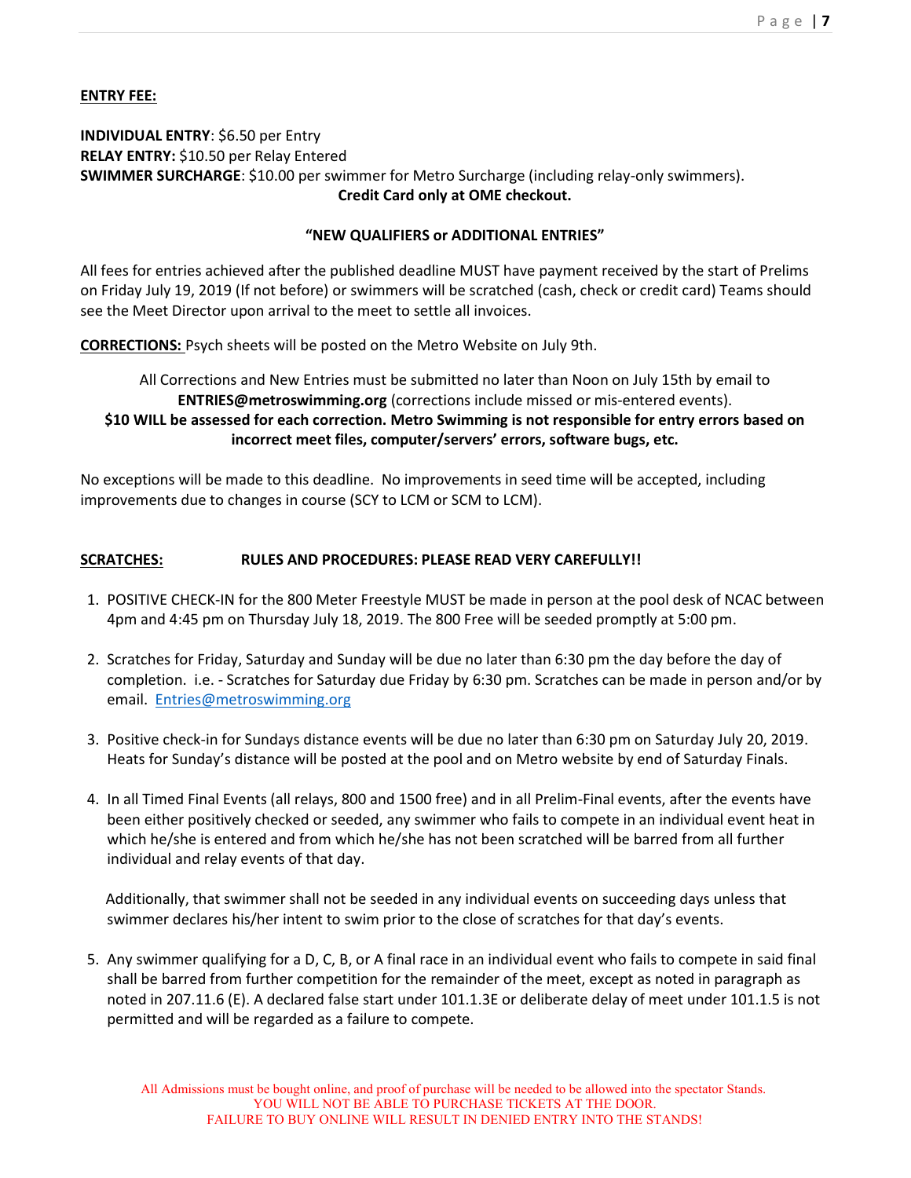**ENTRY FEE:**

**INDIVIDUAL ENTRY**: $6.50 per Entry
**RELAY ENTRY:** $10.50 per Relay Entered
**SWIMMER SURCHARGE**: $10.00 per swimmer for Metro Surcharge (including relay-only swimmers).

**Credit Card only at OME checkout.**

**"NEW QUALIFIERS or ADDITIONAL ENTRIES"**

All fees for entries achieved after the published deadline MUST have payment received by the start of Prelims on Friday July 19, 2019 (If not before) or swimmers will be scratched (cash, check or credit card) Teams should see the Meet Director upon arrival to the meet to settle all invoices.

**CORRECTIONS:** Psych sheets will be posted on the Metro Website on July 9th.

All Corrections and New Entries must be submitted no later than Noon on July 15th by email to **ENTRIES@metroswimming.org** (corrections include missed or mis-entered events).
**$10 WILL be assessed for each correction. Metro Swimming is not responsible for entry errors based on incorrect meet files, computer/servers' errors, software bugs, etc.**

No exceptions will be made to this deadline. No improvements in seed time will be accepted, including improvements due to changes in course (SCY to LCM or SCM to LCM).

**SCRATCHES:** **RULES AND PROCEDURES: PLEASE READ VERY CAREFULLY!!**

1. POSITIVE CHECK-IN for the 800 Meter Freestyle MUST be made in person at the pool desk of NCAC between 4pm and 4:45 pm on Thursday July 18, 2019. The 800 Free will be seeded promptly at 5:00 pm.

2. Scratches for Friday, Saturday and Sunday will be due no later than 6:30 pm the day before the day of completion. i.e. - Scratches for Saturday due Friday by 6:30 pm. Scratches can be made in person and/or by email. Entries@metroswimming.org

3. Positive check-in for Sundays distance events will be due no later than 6:30 pm on Saturday July 20, 2019. Heats for Sunday's distance will be posted at the pool and on Metro website by end of Saturday Finals.

4. In all Timed Final Events (all relays, 800 and 1500 free) and in all Prelim-Final events, after the events have been either positively checked or seeded, any swimmer who fails to compete in an individual event heat in which he/she is entered and from which he/she has not been scratched will be barred from all further individual and relay events of that day.

   Additionally, that swimmer shall not be seeded in any individual events on succeeding days unless that swimmer declares his/her intent to swim prior to the close of scratches for that day's events.

5. Any swimmer qualifying for a D, C, B, or A final race in an individual event who fails to compete in said final shall be barred from further competition for the remainder of the meet, except as noted in paragraph as noted in 207.11.6 (E). A declared false start under 101.1.3E or deliberate delay of meet under 101.1.5 is not permitted and will be regarded as a failure to compete.

All Admissions must be bought online, and proof of purchase will be needed to be allowed into the spectator Stands.
YOU WILL NOT BE ABLE TO PURCHASE TICKETS AT THE DOOR.
FAILURE TO BUY ONLINE WILL RESULT IN DENIED ENTRY INTO THE STANDS!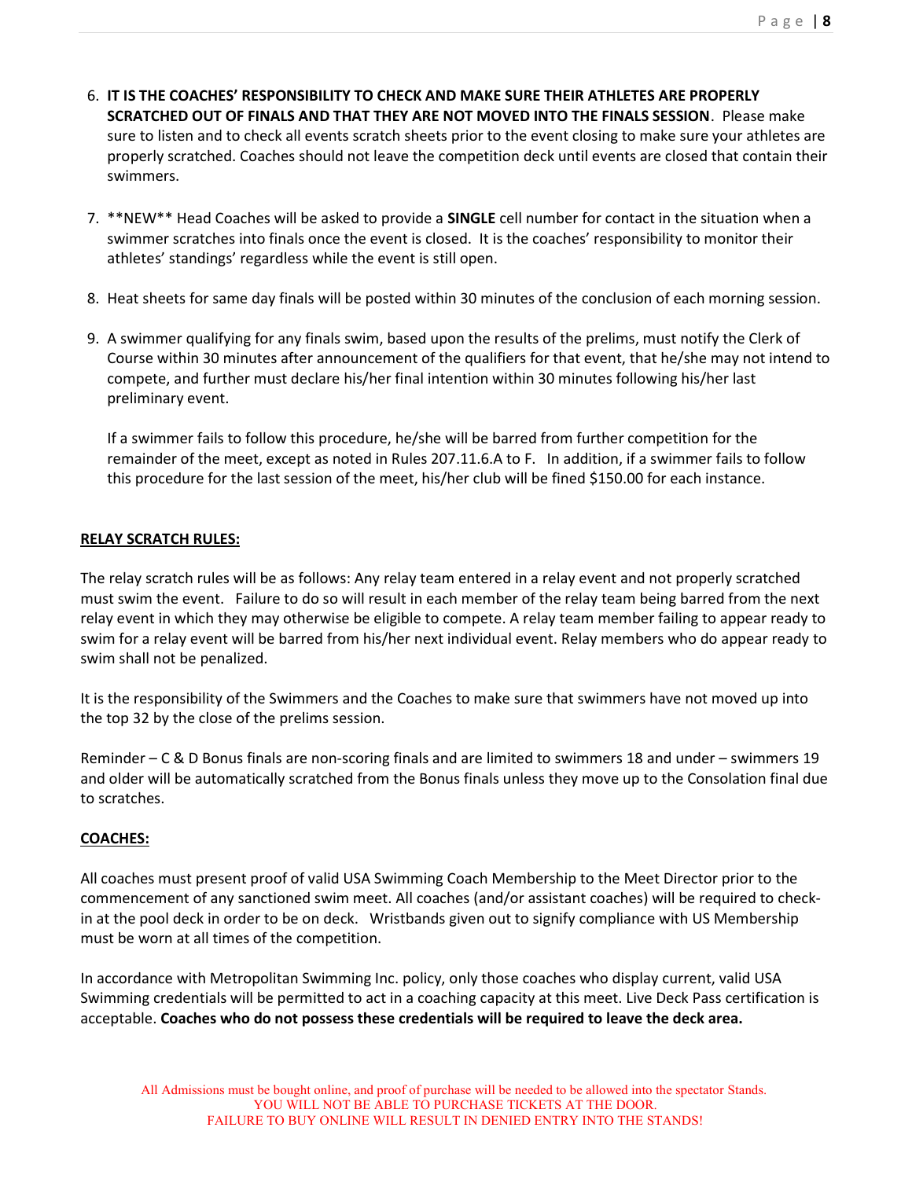6. **IT IS THE COACHES' RESPONSIBILITY TO CHECK AND MAKE SURE THEIR ATHLETES ARE PROPERLY SCRATCHED OUT OF FINALS AND THAT THEY ARE NOT MOVED INTO THE FINALS SESSION**. Please make sure to listen and to check all events scratch sheets prior to the event closing to make sure your athletes are properly scratched. Coaches should not leave the competition deck until events are closed that contain their swimmers.

7. **NEW** Head Coaches will be asked to provide a **SINGLE** cell number for contact in the situation when a swimmer scratches into finals once the event is closed. It is the coaches' responsibility to monitor their athletes' standings' regardless while the event is still open.

8. Heat sheets for same day finals will be posted within 30 minutes of the conclusion of each morning session.

9. A swimmer qualifying for any finals swim, based upon the results of the prelims, must notify the Clerk of Course within 30 minutes after announcement of the qualifiers for that event, that he/she may not intend to compete, and further must declare his/her final intention within 30 minutes following his/her last preliminary event.

   If a swimmer fails to follow this procedure, he/she will be barred from further competition for the remainder of the meet, except as noted in Rules 207.11.6.A to F. In addition, if a swimmer fails to follow this procedure for the last session of the meet, his/her club will be fined $150.00 for each instance.

## RELAY SCRATCH RULES:

The relay scratch rules will be as follows: Any relay team entered in a relay event and not properly scratched must swim the event. Failure to do so will result in each member of the relay team being barred from the next relay event in which they may otherwise be eligible to compete. A relay team member failing to appear ready to swim for a relay event will be barred from his/her next individual event. Relay members who do appear ready to swim shall not be penalized.

It is the responsibility of the Swimmers and the Coaches to make sure that swimmers have not moved up into the top 32 by the close of the prelims session.

Reminder – C & D Bonus finals are non-scoring finals and are limited to swimmers 18 and under – swimmers 19 and older will be automatically scratched from the Bonus finals unless they move up to the Consolation final due to scratches.

## COACHES:

All coaches must present proof of valid USA Swimming Coach Membership to the Meet Director prior to the commencement of any sanctioned swim meet. All coaches (and/or assistant coaches) will be required to check-in at the pool deck in order to be on deck. Wristbands given out to signify compliance with US Membership must be worn at all times of the competition.

In accordance with Metropolitan Swimming Inc. policy, only those coaches who display current, valid USA Swimming credentials will be permitted to act in a coaching capacity at this meet. Live Deck Pass certification is acceptable. **Coaches who do not possess these credentials will be required to leave the deck area.**

All Admissions must be bought online, and proof of purchase will be needed to be allowed into the spectator Stands.
YOU WILL NOT BE ABLE TO PURCHASE TICKETS AT THE DOOR.
FAILURE TO BUY ONLINE WILL RESULT IN DENIED ENTRY INTO THE STANDS!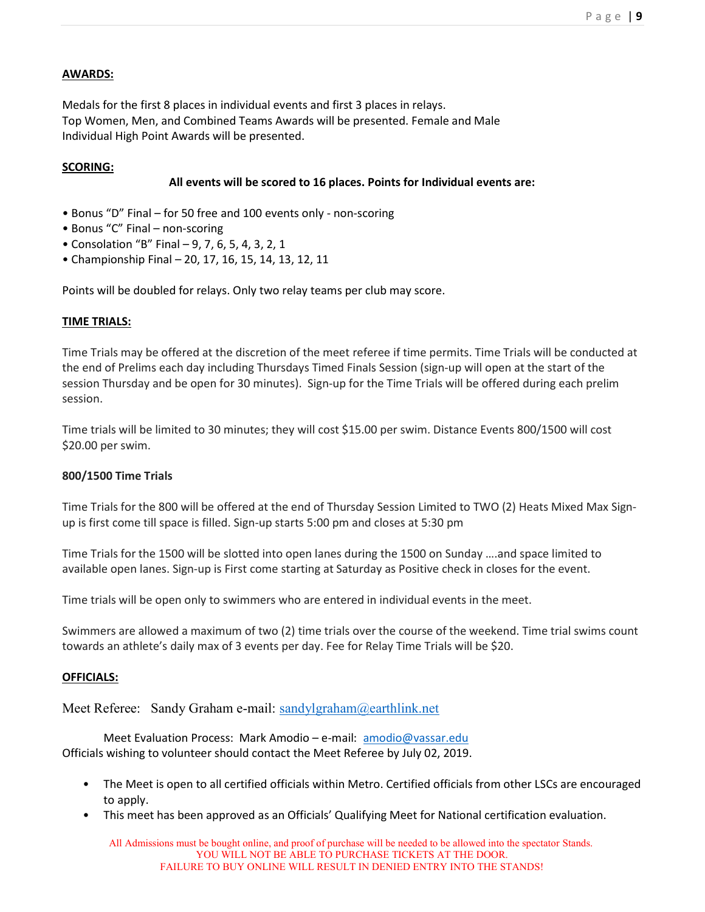## AWARDS:

Medals for the first 8 places in individual events and first 3 places in relays.
Top Women, Men, and Combined Teams Awards will be presented. Female and Male Individual High Point Awards will be presented.

## SCORING:

**All events will be scored to 16 places. Points for Individual events are:**

- Bonus "D" Final – for 50 free and 100 events only - non-scoring
- Bonus "C" Final – non-scoring
- Consolation "B" Final – 9, 7, 6, 5, 4, 3, 2, 1
- Championship Final – 20, 17, 16, 15, 14, 13, 12, 11

Points will be doubled for relays. Only two relay teams per club may score.

## TIME TRIALS:

Time Trials may be offered at the discretion of the meet referee if time permits. Time Trials will be conducted at the end of Prelims each day including Thursdays Timed Finals Session (sign-up will open at the start of the session Thursday and be open for 30 minutes). Sign-up for the Time Trials will be offered during each prelim session.

Time trials will be limited to 30 minutes; they will cost $15.00 per swim. Distance Events 800/1500 will cost $20.00 per swim.

**800/1500 Time Trials**

Time Trials for the 800 will be offered at the end of Thursday Session Limited to TWO (2) Heats Mixed Max Sign-up is first come till space is filled. Sign-up starts 5:00 pm and closes at 5:30 pm

Time Trials for the 1500 will be slotted into open lanes during the 1500 on Sunday ….and space limited to available open lanes. Sign-up is First come starting at Saturday as Positive check in closes for the event.

Time trials will be open only to swimmers who are entered in individual events in the meet.

Swimmers are allowed a maximum of two (2) time trials over the course of the weekend. Time trial swims count towards an athlete's daily max of 3 events per day. Fee for Relay Time Trials will be $20.

## OFFICIALS:

Meet Referee: Sandy Graham e-mail: sandylgraham@earthlink.net

Meet Evaluation Process: Mark Amodio – e-mail: amodio@vassar.edu
Officials wishing to volunteer should contact the Meet Referee by July 02, 2019.

- The Meet is open to all certified officials within Metro. Certified officials from other LSCs are encouraged to apply.
- This meet has been approved as an Officials' Qualifying Meet for National certification evaluation.

All Admissions must be bought online, and proof of purchase will be needed to be allowed into the spectator Stands.
YOU WILL NOT BE ABLE TO PURCHASE TICKETS AT THE DOOR.
FAILURE TO BUY ONLINE WILL RESULT IN DENIED ENTRY INTO THE STANDS!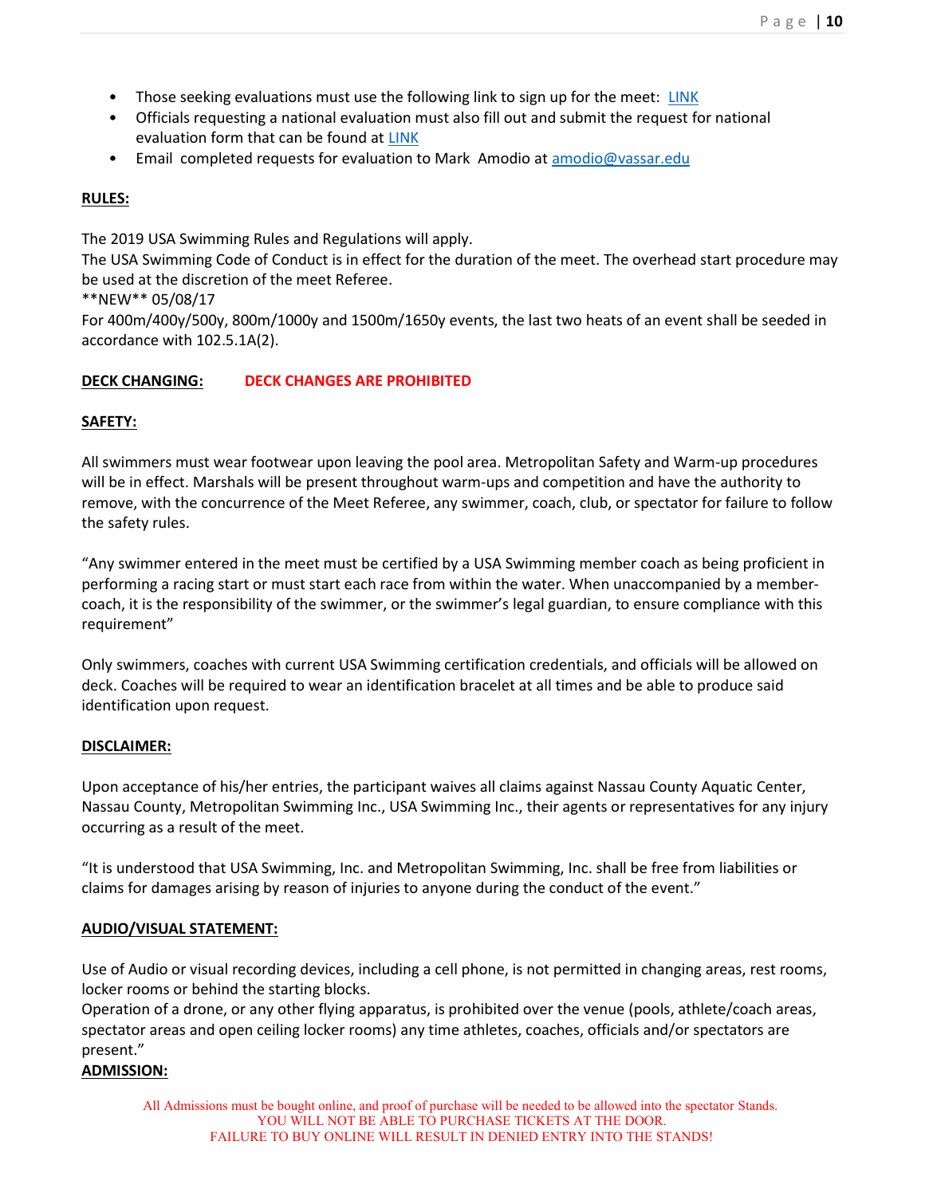- Those seeking evaluations must use the following link to sign up for the meet: [LINK]()
- Officials requesting a national evaluation must also fill out and submit the request for national evaluation form that can be found at [LINK]()
- Email completed requests for evaluation to Mark Amodio at [amodio@vassar.edu](mailto:amodio@vassar.edu)

**RULES:**

The 2019 USA Swimming Rules and Regulations will apply.
The USA Swimming Code of Conduct is in effect for the duration of the meet. The overhead start procedure may be used at the discretion of the meet Referee.
**NEW** 05/08/17
For 400m/400y/500y, 800m/1000y and 1500m/1650y events, the last two heats of an event shall be seeded in accordance with 102.5.1A(2).

**DECK CHANGING:** **DECK CHANGES ARE PROHIBITED**

**SAFETY:**

All swimmers must wear footwear upon leaving the pool area. Metropolitan Safety and Warm-up procedures will be in effect. Marshals will be present throughout warm-ups and competition and have the authority to remove, with the concurrence of the Meet Referee, any swimmer, coach, club, or spectator for failure to follow the safety rules.

"Any swimmer entered in the meet must be certified by a USA Swimming member coach as being proficient in performing a racing start or must start each race from within the water. When unaccompanied by a member-coach, it is the responsibility of the swimmer, or the swimmer's legal guardian, to ensure compliance with this requirement"

Only swimmers, coaches with current USA Swimming certification credentials, and officials will be allowed on deck. Coaches will be required to wear an identification bracelet at all times and be able to produce said identification upon request.

**DISCLAIMER:**

Upon acceptance of his/her entries, the participant waives all claims against Nassau County Aquatic Center, Nassau County, Metropolitan Swimming Inc., USA Swimming Inc., their agents or representatives for any injury occurring as a result of the meet.

"It is understood that USA Swimming, Inc. and Metropolitan Swimming, Inc. shall be free from liabilities or claims for damages arising by reason of injuries to anyone during the conduct of the event."

**AUDIO/VISUAL STATEMENT:**

Use of Audio or visual recording devices, including a cell phone, is not permitted in changing areas, rest rooms, locker rooms or behind the starting blocks.
Operation of a drone, or any other flying apparatus, is prohibited over the venue (pools, athlete/coach areas, spectator areas and open ceiling locker rooms) any time athletes, coaches, officials and/or spectators are present."

**ADMISSION:**

All Admissions must be bought online, and proof of purchase will be needed to be allowed into the spectator Stands.
YOU WILL NOT BE ABLE TO PURCHASE TICKETS AT THE DOOR.
FAILURE TO BUY ONLINE WILL RESULT IN DENIED ENTRY INTO THE STANDS!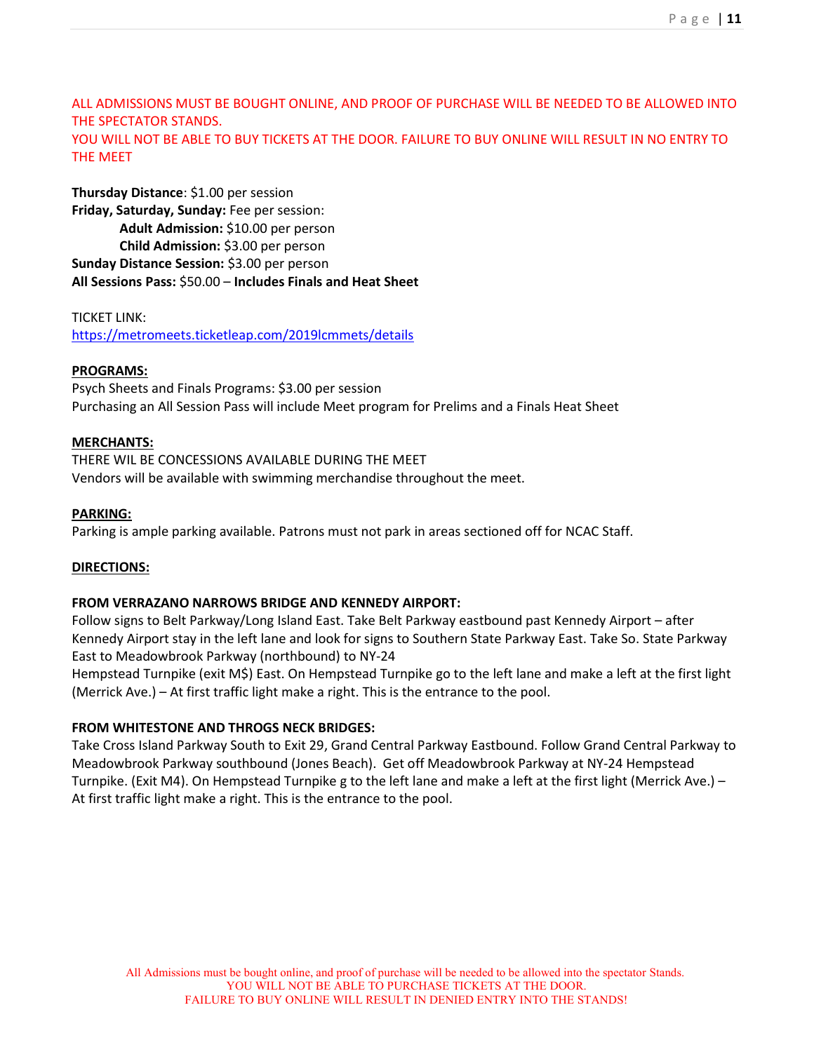ALL ADMISSIONS MUST BE BOUGHT ONLINE, AND PROOF OF PURCHASE WILL BE NEEDED TO BE ALLOWED INTO THE SPECTATOR STANDS.
YOU WILL NOT BE ABLE TO BUY TICKETS AT THE DOOR. FAILURE TO BUY ONLINE WILL RESULT IN NO ENTRY TO THE MEET

**Thursday Distance**: $1.00 per session
**Friday, Saturday, Sunday:** Fee per session:
  **Adult Admission:** $10.00 per person
  **Child Admission:** $3.00 per person
**Sunday Distance Session:** $3.00 per person
**All Sessions Pass:** $50.00 – **Includes Finals and Heat Sheet**

TICKET LINK:
https://metromeets.ticketleap.com/2019lcmmets/details

**PROGRAMS:**
Psych Sheets and Finals Programs: $3.00 per session
Purchasing an All Session Pass will include Meet program for Prelims and a Finals Heat Sheet

**MERCHANTS:**
THERE WIL BE CONCESSIONS AVAILABLE DURING THE MEET
Vendors will be available with swimming merchandise throughout the meet.

**PARKING:**
Parking is ample parking available. Patrons must not park in areas sectioned off for NCAC Staff.

**DIRECTIONS:**

**FROM VERRAZANO NARROWS BRIDGE AND KENNEDY AIRPORT:**
Follow signs to Belt Parkway/Long Island East. Take Belt Parkway eastbound past Kennedy Airport – after Kennedy Airport stay in the left lane and look for signs to Southern State Parkway East. Take So. State Parkway East to Meadowbrook Parkway (northbound) to NY-24
Hempstead Turnpike (exit M$) East. On Hempstead Turnpike go to the left lane and make a left at the first light (Merrick Ave.) – At first traffic light make a right. This is the entrance to the pool.

**FROM WHITESTONE AND THROGS NECK BRIDGES:**
Take Cross Island Parkway South to Exit 29, Grand Central Parkway Eastbound. Follow Grand Central Parkway to Meadowbrook Parkway southbound (Jones Beach). Get off Meadowbrook Parkway at NY-24 Hempstead Turnpike. (Exit M4). On Hempstead Turnpike g to the left lane and make a left at the first light (Merrick Ave.) – At first traffic light make a right. This is the entrance to the pool.

All Admissions must be bought online, and proof of purchase will be needed to be allowed into the spectator Stands.
YOU WILL NOT BE ABLE TO PURCHASE TICKETS AT THE DOOR.
FAILURE TO BUY ONLINE WILL RESULT IN DENIED ENTRY INTO THE STANDS!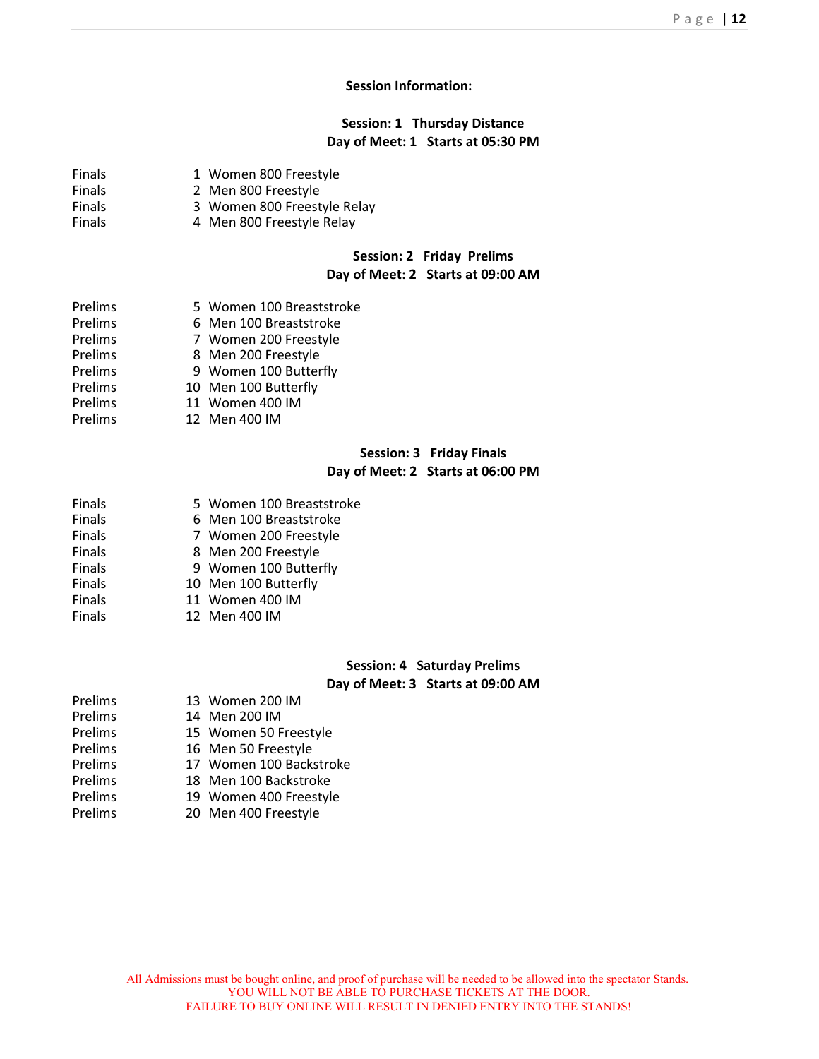## Session Information:

**Session: 1 Thursday Distance**
**Day of Meet: 1 Starts at 05:30 PM**

| | | |
|---|---|---|
| Finals | 1 | Women 800 Freestyle |
| Finals | 2 | Men 800 Freestyle |
| Finals | 3 | Women 800 Freestyle Relay |
| Finals | 4 | Men 800 Freestyle Relay |

**Session: 2 Friday Prelims**
**Day of Meet: 2 Starts at 09:00 AM**

| | | |
|---|---|---|
| Prelims | 5 | Women 100 Breaststroke |
| Prelims | 6 | Men 100 Breaststroke |
| Prelims | 7 | Women 200 Freestyle |
| Prelims | 8 | Men 200 Freestyle |
| Prelims | 9 | Women 100 Butterfly |
| Prelims | 10 | Men 100 Butterfly |
| Prelims | 11 | Women 400 IM |
| Prelims | 12 | Men 400 IM |

**Session: 3 Friday Finals**
**Day of Meet: 2 Starts at 06:00 PM**

| | | |
|---|---|---|
| Finals | 5 | Women 100 Breaststroke |
| Finals | 6 | Men 100 Breaststroke |
| Finals | 7 | Women 200 Freestyle |
| Finals | 8 | Men 200 Freestyle |
| Finals | 9 | Women 100 Butterfly |
| Finals | 10 | Men 100 Butterfly |
| Finals | 11 | Women 400 IM |
| Finals | 12 | Men 400 IM |

**Session: 4 Saturday Prelims**
**Day of Meet: 3 Starts at 09:00 AM**

| | | |
|---|---|---|
| Prelims | 13 | Women 200 IM |
| Prelims | 14 | Men 200 IM |
| Prelims | 15 | Women 50 Freestyle |
| Prelims | 16 | Men 50 Freestyle |
| Prelims | 17 | Women 100 Backstroke |
| Prelims | 18 | Men 100 Backstroke |
| Prelims | 19 | Women 400 Freestyle |
| Prelims | 20 | Men 400 Freestyle |

All Admissions must be bought online, and proof of purchase will be needed to be allowed into the spectator Stands.
YOU WILL NOT BE ABLE TO PURCHASE TICKETS AT THE DOOR.
FAILURE TO BUY ONLINE WILL RESULT IN DENIED ENTRY INTO THE STANDS!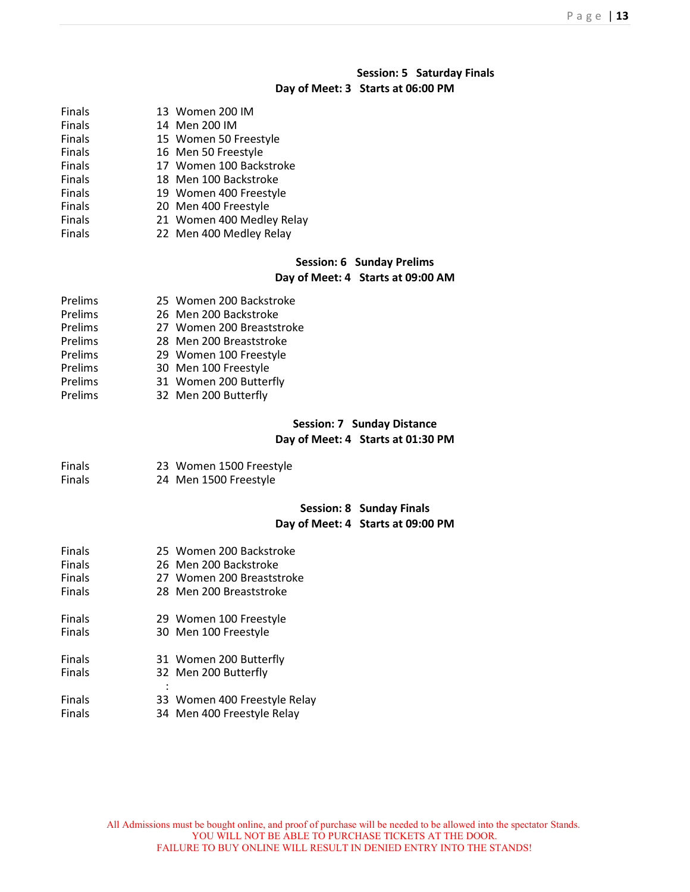**Session: 5 Saturday Finals**
**Day of Meet: 3 Starts at 06:00 PM**

| | | |
|---|---|---|
| Finals | 13 | Women 200 IM |
| Finals | 14 | Men 200 IM |
| Finals | 15 | Women 50 Freestyle |
| Finals | 16 | Men 50 Freestyle |
| Finals | 17 | Women 100 Backstroke |
| Finals | 18 | Men 100 Backstroke |
| Finals | 19 | Women 400 Freestyle |
| Finals | 20 | Men 400 Freestyle |
| Finals | 21 | Women 400 Medley Relay |
| Finals | 22 | Men 400 Medley Relay |

**Session: 6 Sunday Prelims**
**Day of Meet: 4 Starts at 09:00 AM**

| | | |
|---|---|---|
| Prelims | 25 | Women 200 Backstroke |
| Prelims | 26 | Men 200 Backstroke |
| Prelims | 27 | Women 200 Breaststroke |
| Prelims | 28 | Men 200 Breaststroke |
| Prelims | 29 | Women 100 Freestyle |
| Prelims | 30 | Men 100 Freestyle |
| Prelims | 31 | Women 200 Butterfly |
| Prelims | 32 | Men 200 Butterfly |

**Session: 7 Sunday Distance**
**Day of Meet: 4 Starts at 01:30 PM**

| | | |
|---|---|---|
| Finals | 23 | Women 1500 Freestyle |
| Finals | 24 | Men 1500 Freestyle |

**Session: 8 Sunday Finals**
**Day of Meet: 4 Starts at 09:00 PM**

| | | |
|---|---|---|
| Finals | 25 | Women 200 Backstroke |
| Finals | 26 | Men 200 Backstroke |
| Finals | 27 | Women 200 Breaststroke |
| Finals | 28 | Men 200 Breaststroke |
| Finals | 29 | Women 100 Freestyle |
| Finals | 30 | Men 100 Freestyle |
| Finals | 31 | Women 200 Butterfly |
| Finals | 32 | Men 200 Butterfly |
| | : | |
| Finals | 33 | Women 400 Freestyle Relay |
| Finals | 34 | Men 400 Freestyle Relay |

All Admissions must be bought online, and proof of purchase will be needed to be allowed into the spectator Stands.
YOU WILL NOT BE ABLE TO PURCHASE TICKETS AT THE DOOR.
FAILURE TO BUY ONLINE WILL RESULT IN DENIED ENTRY INTO THE STANDS!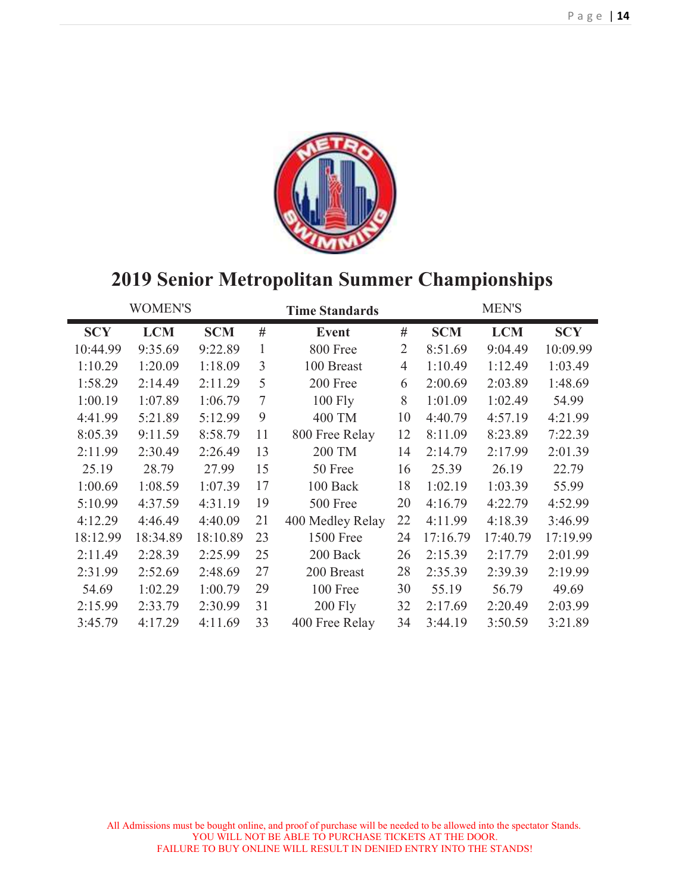# 2019 Senior Metropolitan Summer Championships

| WOMEN'S | | | | Time Standards | | MEN'S | | |
|---|---|---|---|---|---|---|---|---|
| **SCY** | **LCM** | **SCM** | **#** | **Event** | **#** | **SCM** | **LCM** | **SCY** |
| 10:44.99 | 9:35.69 | 9:22.89 | 1 | 800 Free | 2 | 8:51.69 | 9:04.49 | 10:09.99 |
| 1:10.29 | 1:20.09 | 1:18.09 | 3 | 100 Breast | 4 | 1:10.49 | 1:12.49 | 1:03.49 |
| 1:58.29 | 2:14.49 | 2:11.29 | 5 | 200 Free | 6 | 2:00.69 | 2:03.89 | 1:48.69 |
| 1:00.19 | 1:07.89 | 1:06.79 | 7 | 100 Fly | 8 | 1:01.09 | 1:02.49 | 54.99 |
| 4:41.99 | 5:21.89 | 5:12.99 | 9 | 400 TM | 10 | 4:40.79 | 4:57.19 | 4:21.99 |
| 8:05.39 | 9:11.59 | 8:58.79 | 11 | 800 Free Relay | 12 | 8:11.09 | 8:23.89 | 7:22.39 |
| 2:11.99 | 2:30.49 | 2:26.49 | 13 | 200 TM | 14 | 2:14.79 | 2:17.99 | 2:01.39 |
| 25.19 | 28.79 | 27.99 | 15 | 50 Free | 16 | 25.39 | 26.19 | 22.79 |
| 1:00.69 | 1:08.59 | 1:07.39 | 17 | 100 Back | 18 | 1:02.19 | 1:03.39 | 55.99 |
| 5:10.99 | 4:37.59 | 4:31.19 | 19 | 500 Free | 20 | 4:16.79 | 4:22.79 | 4:52.99 |
| 4:12.29 | 4:46.49 | 4:40.09 | 21 | 400 Medley Relay | 22 | 4:11.99 | 4:18.39 | 3:46.99 |
| 18:12.99 | 18:34.89 | 18:10.89 | 23 | 1500 Free | 24 | 17:16.79 | 17:40.79 | 17:19.99 |
| 2:11.49 | 2:28.39 | 2:25.99 | 25 | 200 Back | 26 | 2:15.39 | 2:17.79 | 2:01.99 |
| 2:31.99 | 2:52.69 | 2:48.69 | 27 | 200 Breast | 28 | 2:35.39 | 2:39.39 | 2:19.99 |
| 54.69 | 1:02.29 | 1:00.79 | 29 | 100 Free | 30 | 55.19 | 56.79 | 49.69 |
| 2:15.99 | 2:33.79 | 2:30.99 | 31 | 200 Fly | 32 | 2:17.69 | 2:20.49 | 2:03.99 |
| 3:45.79 | 4:17.29 | 4:11.69 | 33 | 400 Free Relay | 34 | 3:44.19 | 3:50.59 | 3:21.89 |

All Admissions must be bought online, and proof of purchase will be needed to be allowed into the spectator Stands.
YOU WILL NOT BE ABLE TO PURCHASE TICKETS AT THE DOOR.
FAILURE TO BUY ONLINE WILL RESULT IN DENIED ENTRY INTO THE STANDS!